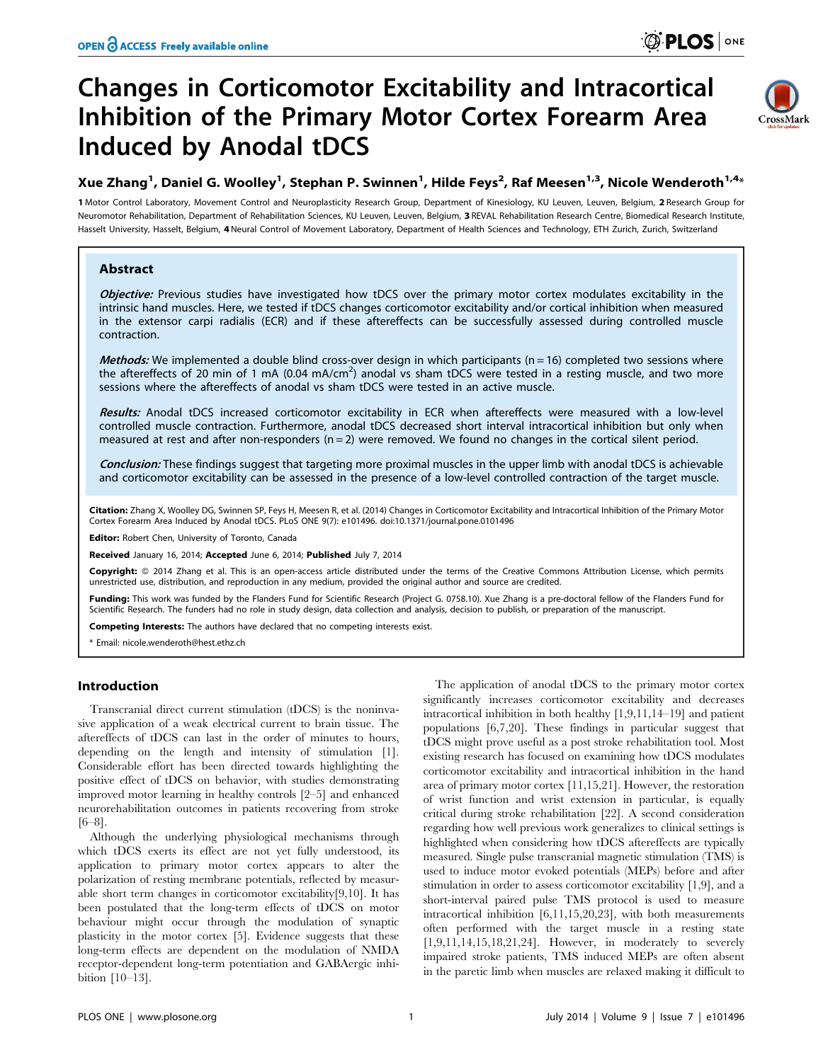# Changes in Corticomotor Excitability and Intracortical Inhibition of the Primary Motor Cortex Forearm Area Induced by Anodal tDCS

**Xue Zhang[1], Daniel G. Woolley[1], Stephan P. Swinnen[1], Hilde Feys[2], Raf Meesen[1,3], Nicole Wenderoth[1,4]***

1 Motor Control Laboratory, Movement Control and Neuroplasticity Research Group, Department of Kinesiology, KU Leuven, Leuven, Belgium, 2 Research Group for Neuromotor Rehabilitation, Department of Rehabilitation Sciences, KU Leuven, Leuven, Belgium, 3 REVAL Rehabilitation Research Centre, Biomedical Research Institute, Hasselt University, Hasselt, Belgium, 4 Neural Control of Movement Laboratory, Department of Health Sciences and Technology, ETH Zurich, Zurich, Switzerland

## Abstract

***Objective:*** Previous studies have investigated how tDCS over the primary motor cortex modulates excitability in the intrinsic hand muscles. Here, we tested if tDCS changes corticomotor excitability and/or cortical inhibition when measured in the extensor carpi radialis (ECR) and if these aftereffects can be successfully assessed during controlled muscle contraction.

***Methods:*** We implemented a double blind cross-over design in which participants (n = 16) completed two sessions where the aftereffects of 20 min of 1 mA (0.04 mA/cm$^2$) anodal vs sham tDCS were tested in a resting muscle, and two more sessions where the aftereffects of anodal vs sham tDCS were tested in an active muscle.

***Results:*** Anodal tDCS increased corticomotor excitability in ECR when aftereffects were measured with a low-level controlled muscle contraction. Furthermore, anodal tDCS decreased short interval intracortical inhibition but only when measured at rest and after non-responders (n = 2) were removed. We found no changes in the cortical silent period.

***Conclusion:*** These findings suggest that targeting more proximal muscles in the upper limb with anodal tDCS is achievable and corticomotor excitability can be assessed in the presence of a low-level controlled contraction of the target muscle.

**Citation:** Zhang X, Woolley DG, Swinnen SP, Feys H, Meesen R, et al. (2014) Changes in Corticomotor Excitability and Intracortical Inhibition of the Primary Motor Cortex Forearm Area Induced by Anodal tDCS. PLoS ONE 9(7): e101496. doi:10.1371/journal.pone.0101496

**Editor:** Robert Chen, University of Toronto, Canada

**Received** January 16, 2014; **Accepted** June 6, 2014; **Published** July 7, 2014

**Copyright:** © 2014 Zhang et al. This is an open-access article distributed under the terms of the Creative Commons Attribution License, which permits unrestricted use, distribution, and reproduction in any medium, provided the original author and source are credited.

**Funding:** This work was funded by the Flanders Fund for Scientific Research (Project G. 0758.10). Xue Zhang is a pre-doctoral fellow of the Flanders Fund for Scientific Research. The funders had no role in study design, data collection and analysis, decision to publish, or preparation of the manuscript.

**Competing Interests:** The authors have declared that no competing interests exist.

\* Email: nicole.wenderoth@hest.ethz.ch

## Introduction

Transcranial direct current stimulation (tDCS) is the noninvasive application of a weak electrical current to brain tissue. The aftereffects of tDCS can last in the order of minutes to hours, depending on the length and intensity of stimulation [1]. Considerable effort has been directed towards highlighting the positive effect of tDCS on behavior, with studies demonstrating improved motor learning in healthy controls [2–5] and enhanced neurorehabilitation outcomes in patients recovering from stroke [6–8].

Although the underlying physiological mechanisms through which tDCS exerts its effect are not yet fully understood, its application to primary motor cortex appears to alter the polarization of resting membrane potentials, reflected by measurable short term changes in corticomotor excitability[9,10]. It has been postulated that the long-term effects of tDCS on motor behaviour might occur through the modulation of synaptic plasticity in the motor cortex [5]. Evidence suggests that these long-term effects are dependent on the modulation of NMDA receptor-dependent long-term potentiation and GABAergic inhibition [10–13].

The application of anodal tDCS to the primary motor cortex significantly increases corticomotor excitability and decreases intracortical inhibition in both healthy [1,9,11,14–19] and patient populations [6,7,20]. These findings in particular suggest that tDCS might prove useful as a post stroke rehabilitation tool. Most existing research has focused on examining how tDCS modulates corticomotor excitability and intracortical inhibition in the hand area of primary motor cortex [11,15,21]. However, the restoration of wrist function and wrist extension in particular, is equally critical during stroke rehabilitation [22]. A second consideration regarding how well previous work generalizes to clinical settings is highlighted when considering how tDCS aftereffects are typically measured. Single pulse transcranial magnetic stimulation (TMS) is used to induce motor evoked potentials (MEPs) before and after stimulation in order to assess corticomotor excitability [1,9], and a short-interval paired pulse TMS protocol is used to measure intracortical inhibition [6,11,15,20,23], with both measurements often performed with the target muscle in a resting state [1,9,11,14,15,18,21,24]. However, in moderately to severely impaired stroke patients, TMS induced MEPs are often absent in the paretic limb when muscles are relaxed making it difficult to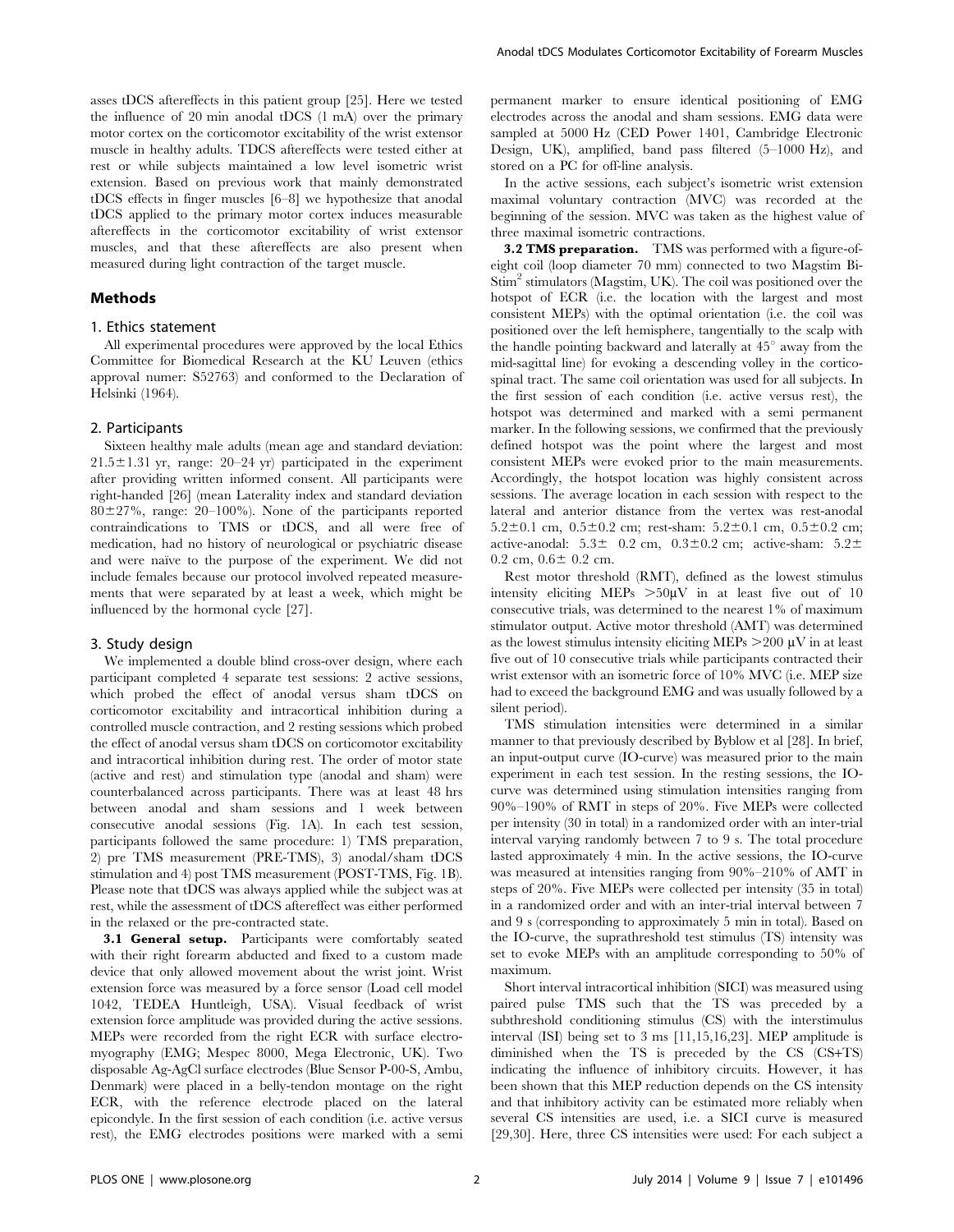asses tDCS aftereffects in this patient group [25]. Here we tested the influence of 20 min anodal tDCS (1 mA) over the primary motor cortex on the corticomotor excitability of the wrist extensor muscle in healthy adults. TDCS aftereffects were tested either at rest or while subjects maintained a low level isometric wrist extension. Based on previous work that mainly demonstrated tDCS effects in finger muscles [6–8] we hypothesize that anodal tDCS applied to the primary motor cortex induces measurable aftereffects in the corticomotor excitability of wrist extensor muscles, and that these aftereffects are also present when measured during light contraction of the target muscle.

## Methods

### 1. Ethics statement

All experimental procedures were approved by the local Ethics Committee for Biomedical Research at the KU Leuven (ethics approval numer: S52763) and conformed to the Declaration of Helsinki (1964).

### 2. Participants

Sixteen healthy male adults (mean age and standard deviation: 21.5±1.31 yr, range: 20–24 yr) participated in the experiment after providing written informed consent. All participants were right-handed [26] (mean Laterality index and standard deviation 80±27%, range: 20–100%). None of the participants reported contraindications to TMS or tDCS, and all were free of medication, had no history of neurological or psychiatric disease and were naïve to the purpose of the experiment. We did not include females because our protocol involved repeated measurements that were separated by at least a week, which might be influenced by the hormonal cycle [27].

### 3. Study design

We implemented a double blind cross-over design, where each participant completed 4 separate test sessions: 2 active sessions, which probed the effect of anodal versus sham tDCS on corticomotor excitability and intracortical inhibition during a controlled muscle contraction, and 2 resting sessions which probed the effect of anodal versus sham tDCS on corticomotor excitability and intracortical inhibition during rest. The order of motor state (active and rest) and stimulation type (anodal and sham) were counterbalanced across participants. There was at least 48 hrs between anodal and sham sessions and 1 week between consecutive anodal sessions (Fig. 1A). In each test session, participants followed the same procedure: 1) TMS preparation, 2) pre TMS measurement (PRE-TMS), 3) anodal/sham tDCS stimulation and 4) post TMS measurement (POST-TMS, Fig. 1B). Please note that tDCS was always applied while the subject was at rest, while the assessment of tDCS aftereffect was either performed in the relaxed or the pre-contracted state.

**3.1 General setup.** Participants were comfortably seated with their right forearm abducted and fixed to a custom made device that only allowed movement about the wrist joint. Wrist extension force was measured by a force sensor (Load cell model 1042, TEDEA Huntleigh, USA). Visual feedback of wrist extension force amplitude was provided during the active sessions. MEPs were recorded from the right ECR with surface electromyography (EMG; Mespec 8000, Mega Electronic, UK). Two disposable Ag-AgCl surface electrodes (Blue Sensor P-00-S, Ambu, Denmark) were placed in a belly-tendon montage on the right ECR, with the reference electrode placed on the lateral epicondyle. In the first session of each condition (i.e. active versus rest), the EMG electrodes positions were marked with a semi permanent marker to ensure identical positioning of EMG electrodes across the anodal and sham sessions. EMG data were sampled at 5000 Hz (CED Power 1401, Cambridge Electronic Design, UK), amplified, band pass filtered (5–1000 Hz), and stored on a PC for off-line analysis.

In the active sessions, each subject's isometric wrist extension maximal voluntary contraction (MVC) was recorded at the beginning of the session. MVC was taken as the highest value of three maximal isometric contractions.

**3.2 TMS preparation.** TMS was performed with a figure-of-eight coil (loop diameter 70 mm) connected to two Magstim Bi-Stim$^2$ stimulators (Magstim, UK). The coil was positioned over the hotspot of ECR (i.e. the location with the largest and most consistent MEPs) with the optimal orientation (i.e. the coil was positioned over the left hemisphere, tangentially to the scalp with the handle pointing backward and laterally at 45° away from the mid-sagittal line) for evoking a descending volley in the corticospinal tract. The same coil orientation was used for all subjects. In the first session of each condition (i.e. active versus rest), the hotspot was determined and marked with a semi permanent marker. In the following sessions, we confirmed that the previously defined hotspot was the point where the largest and most consistent MEPs were evoked prior to the main measurements. Accordingly, the hotspot location was highly consistent across sessions. The average location in each session with respect to the lateral and anterior distance from the vertex was rest-anodal 5.2±0.1 cm, 0.5±0.2 cm; rest-sham: 5.2±0.1 cm, 0.5±0.2 cm; active-anodal: 5.3± 0.2 cm, 0.3±0.2 cm; active-sham: 5.2± 0.2 cm, 0.6± 0.2 cm.

Rest motor threshold (RMT), defined as the lowest stimulus intensity eliciting MEPs >50µV in at least five out of 10 consecutive trials, was determined to the nearest 1% of maximum stimulator output. Active motor threshold (AMT) was determined as the lowest stimulus intensity eliciting MEPs >200 µV in at least five out of 10 consecutive trials while participants contracted their wrist extensor with an isometric force of 10% MVC (i.e. MEP size had to exceed the background EMG and was usually followed by a silent period).

TMS stimulation intensities were determined in a similar manner to that previously described by Byblow et al [28]. In brief, an input-output curve (IO-curve) was measured prior to the main experiment in each test session. In the resting sessions, the IO-curve was determined using stimulation intensities ranging from 90%–190% of RMT in steps of 20%. Five MEPs were collected per intensity (30 in total) in a randomized order with an inter-trial interval varying randomly between 7 to 9 s. The total procedure lasted approximately 4 min. In the active sessions, the IO-curve was measured at intensities ranging from 90%–210% of AMT in steps of 20%. Five MEPs were collected per intensity (35 in total) in a randomized order and with an inter-trial interval between 7 and 9 s (corresponding to approximately 5 min in total). Based on the IO-curve, the suprathreshold test stimulus (TS) intensity was set to evoke MEPs with an amplitude corresponding to 50% of maximum.

Short interval intracortical inhibition (SICI) was measured using paired pulse TMS such that the TS was preceded by a subthreshold conditioning stimulus (CS) with the interstimulus interval (ISI) being set to 3 ms [11,15,16,23]. MEP amplitude is diminished when the TS is preceded by the CS (CS+TS) indicating the influence of inhibitory circuits. However, it has been shown that this MEP reduction depends on the CS intensity and that inhibitory activity can be estimated more reliably when several CS intensities are used, i.e. a SICI curve is measured [29,30]. Here, three CS intensities were used: For each subject a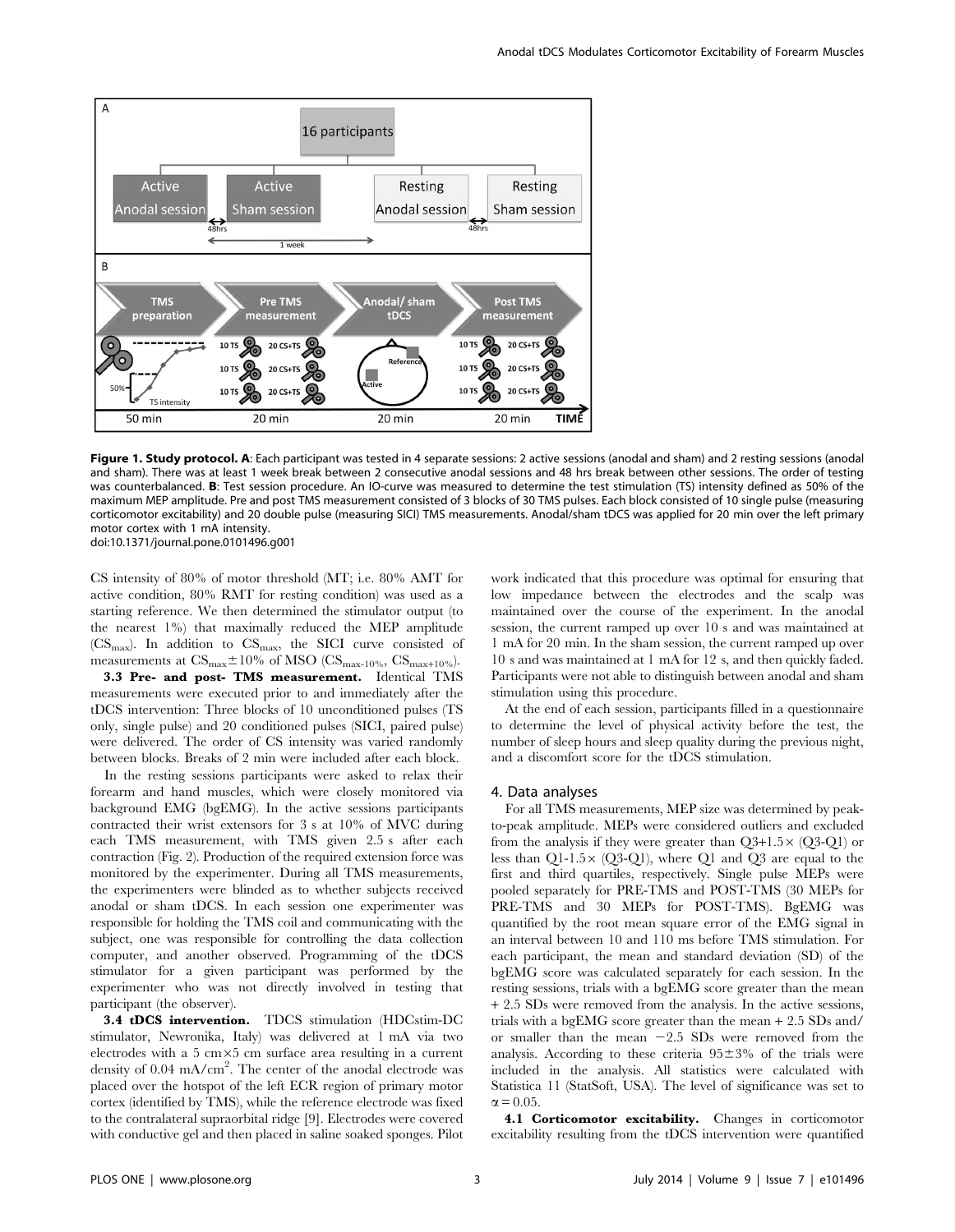**Figure 1. Study protocol. A**: Each participant was tested in 4 separate sessions: 2 active sessions (anodal and sham) and 2 resting sessions (anodal and sham). There was at least 1 week break between 2 consecutive anodal sessions and 48 hrs break between other sessions. The order of testing was counterbalanced. **B**: Test session procedure. An IO-curve was measured to determine the test stimulation (TS) intensity defined as 50% of the maximum MEP amplitude. Pre and post TMS measurement consisted of 3 blocks of 30 TMS pulses. Each block consisted of 10 single pulse (measuring corticomotor excitability) and 20 double pulse (measuring SICI) TMS measurements. Anodal/sham tDCS was applied for 20 min over the left primary motor cortex with 1 mA intensity.
doi:10.1371/journal.pone.0101496.g001

CS intensity of 80% of motor threshold (MT; i.e. 80% AMT for active condition, 80% RMT for resting condition) was used as a starting reference. We then determined the stimulator output (to the nearest 1%) that maximally reduced the MEP amplitude ($CS_{max}$). In addition to $CS_{max}$, the SICI curve consisted of measurements at $CS_{max}$ ± 10% of MSO ($CS_{max-10\%}$, $CS_{max+10\%}$).

**3.3 Pre- and post- TMS measurement.** Identical TMS measurements were executed prior to and immediately after the tDCS intervention: Three blocks of 10 unconditioned pulses (TS only, single pulse) and 20 conditioned pulses (SICI, paired pulse) were delivered. The order of CS intensity was varied randomly between blocks. Breaks of 2 min were included after each block.

In the resting sessions participants were asked to relax their forearm and hand muscles, which were closely monitored via background EMG (bgEMG). In the active sessions participants contracted their wrist extensors for 3 s at 10% of MVC during each TMS measurement, with TMS given 2.5 s after each contraction (Fig. 2). Production of the required extension force was monitored by the experimenter. During all TMS measurements, the experimenters were blinded as to whether subjects received anodal or sham tDCS. In each session one experimenter was responsible for holding the TMS coil and communicating with the subject, one was responsible for controlling the data collection computer, and another observed. Programming of the tDCS stimulator for a given participant was performed by the experimenter who was not directly involved in testing that participant (the observer).

**3.4 tDCS intervention.** TDCS stimulation (HDCstim-DC stimulator, Newronika, Italy) was delivered at 1 mA via two electrodes with a 5 cm×5 cm surface area resulting in a current density of 0.04 mA/$cm^2$. The center of the anodal electrode was placed over the hotspot of the left ECR region of primary motor cortex (identified by TMS), while the reference electrode was fixed to the contralateral supraorbital ridge [9]. Electrodes were covered with conductive gel and then placed in saline soaked sponges. Pilot work indicated that this procedure was optimal for ensuring that low impedance between the electrodes and the scalp was maintained over the course of the experiment. In the anodal session, the current ramped up over 10 s and was maintained at 1 mA for 20 min. In the sham session, the current ramped up over 10 s and was maintained at 1 mA for 12 s, and then quickly faded. Participants were not able to distinguish between anodal and sham stimulation using this procedure.

At the end of each session, participants filled in a questionnaire to determine the level of physical activity before the test, the number of sleep hours and sleep quality during the previous night, and a discomfort score for the tDCS stimulation.

## 4. Data analyses

For all TMS measurements, MEP size was determined by peak-to-peak amplitude. MEPs were considered outliers and excluded from the analysis if they were greater than $Q3+1.5\times(Q3-Q1)$ or less than $Q1-1.5\times(Q3-Q1)$, where Q1 and Q3 are equal to the first and third quartiles, respectively. Single pulse MEPs were pooled separately for PRE-TMS and POST-TMS (30 MEPs for PRE-TMS and 30 MEPs for POST-TMS). BgEMG was quantified by the root mean square error of the EMG signal in an interval between 10 and 110 ms before TMS stimulation. For each participant, the mean and standard deviation (SD) of the bgEMG score was calculated separately for each session. In the resting sessions, trials with a bgEMG score greater than the mean + 2.5 SDs were removed from the analysis. In the active sessions, trials with a bgEMG score greater than the mean + 2.5 SDs and/or smaller than the mean −2.5 SDs were removed from the analysis. According to these criteria 95±3% of the trials were included in the analysis. All statistics were calculated with Statistica 11 (StatSoft, USA). The level of significance was set to $\alpha = 0.05$.

**4.1 Corticomotor excitability.** Changes in corticomotor excitability resulting from the tDCS intervention were quantified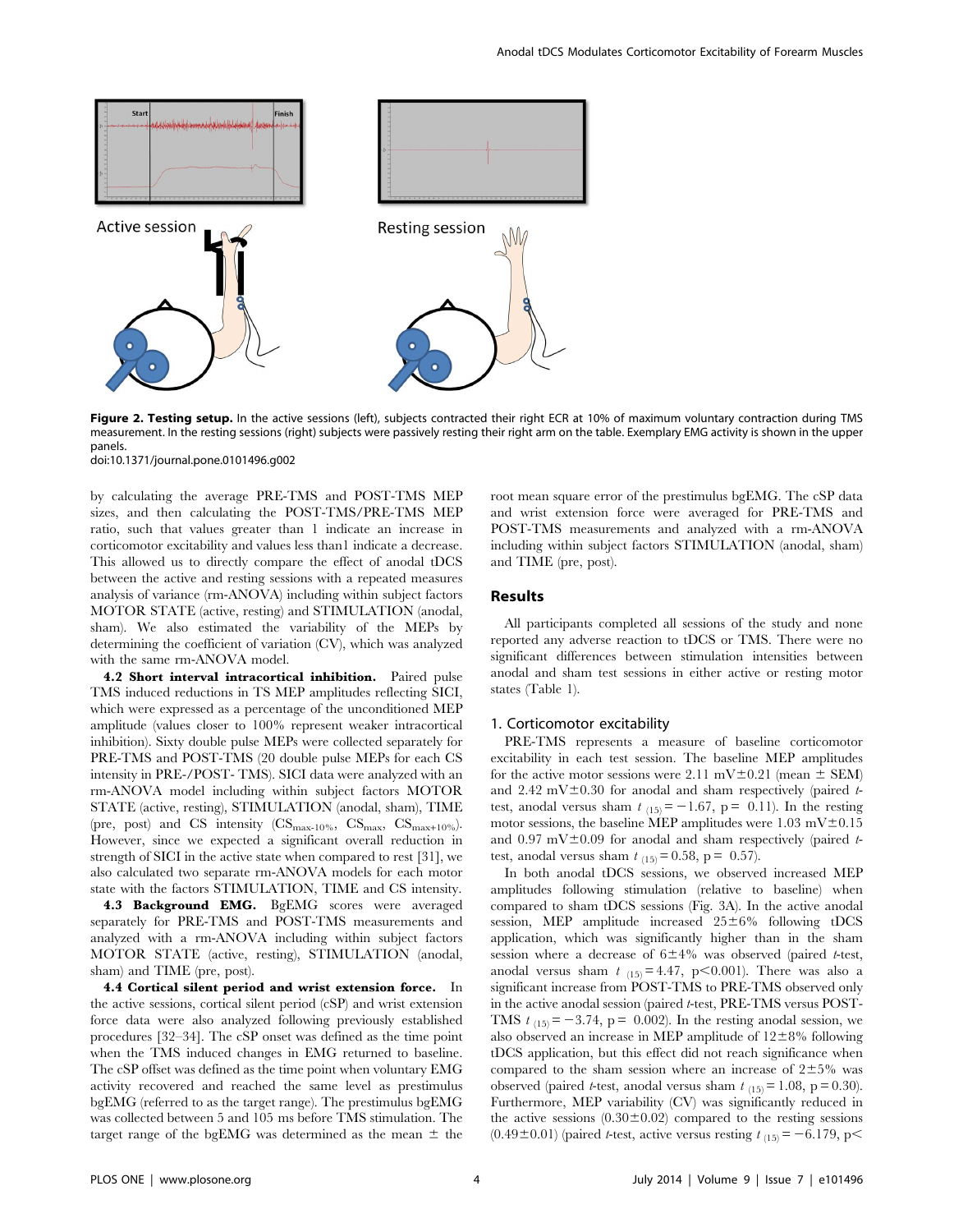Figure 2. Testing setup. In the active sessions (left), subjects contracted their right ECR at 10% of maximum voluntary contraction during TMS measurement. In the resting sessions (right) subjects were passively resting their right arm on the table. Exemplary EMG activity is shown in the upper panels.
doi:10.1371/journal.pone.0101496.g002

by calculating the average PRE-TMS and POST-TMS MEP sizes, and then calculating the POST-TMS/PRE-TMS MEP ratio, such that values greater than 1 indicate an increase in corticomotor excitability and values less than1 indicate a decrease. This allowed us to directly compare the effect of anodal tDCS between the active and resting sessions with a repeated measures analysis of variance (rm-ANOVA) including within subject factors MOTOR STATE (active, resting) and STIMULATION (anodal, sham). We also estimated the variability of the MEPs by determining the coefficient of variation (CV), which was analyzed with the same rm-ANOVA model.

**4.2 Short interval intracortical inhibition.** Paired pulse TMS induced reductions in TS MEP amplitudes reflecting SICI, which were expressed as a percentage of the unconditioned MEP amplitude (values closer to 100% represent weaker intracortical inhibition). Sixty double pulse MEPs were collected separately for PRE-TMS and POST-TMS (20 double pulse MEPs for each CS intensity in PRE-/POST- TMS). SICI data were analyzed with an rm-ANOVA model including within subject factors MOTOR STATE (active, resting), STIMULATION (anodal, sham), TIME (pre, post) and CS intensity ($CS_{max-10\%}$, $CS_{max}$, $CS_{max+10\%}$). However, since we expected a significant overall reduction in strength of SICI in the active state when compared to rest [31], we also calculated two separate rm-ANOVA models for each motor state with the factors STIMULATION, TIME and CS intensity.

**4.3 Background EMG.** BgEMG scores were averaged separately for PRE-TMS and POST-TMS measurements and analyzed with a rm-ANOVA including within subject factors MOTOR STATE (active, resting), STIMULATION (anodal, sham) and TIME (pre, post).

**4.4 Cortical silent period and wrist extension force.** In the active sessions, cortical silent period (cSP) and wrist extension force data were also analyzed following previously established procedures [32–34]. The cSP onset was defined as the time point when the TMS induced changes in EMG returned to baseline. The cSP offset was defined as the time point when voluntary EMG activity recovered and reached the same level as prestimulus bgEMG (referred to as the target range). The prestimulus bgEMG was collected between 5 and 105 ms before TMS stimulation. The target range of the bgEMG was determined as the mean ± the root mean square error of the prestimulus bgEMG. The cSP data and wrist extension force were averaged for PRE-TMS and POST-TMS measurements and analyzed with a rm-ANOVA including within subject factors STIMULATION (anodal, sham) and TIME (pre, post).

## Results

All participants completed all sessions of the study and none reported any adverse reaction to tDCS or TMS. There were no significant differences between stimulation intensities between anodal and sham test sessions in either active or resting motor states (Table 1).

### 1. Corticomotor excitability

PRE-TMS represents a measure of baseline corticomotor excitability in each test session. The baseline MEP amplitudes for the active motor sessions were 2.11 mV±0.21 (mean ± SEM) and 2.42 mV±0.30 for anodal and sham respectively (paired *t*-test, anodal versus sham $t_{(15)} = -1.67$, $p = 0.11$). In the resting motor sessions, the baseline MEP amplitudes were 1.03 mV±0.15 and 0.97 mV±0.09 for anodal and sham respectively (paired *t*-test, anodal versus sham $t_{(15)} = 0.58$, $p = 0.57$).

In both anodal tDCS sessions, we observed increased MEP amplitudes following stimulation (relative to baseline) when compared to sham tDCS sessions (Fig. 3A). In the active anodal session, MEP amplitude increased 25±6% following tDCS application, which was significantly higher than in the sham session where a decrease of 6±4% was observed (paired *t*-test, anodal versus sham $t_{(15)} = 4.47$, $p < 0.001$). There was also a significant increase from POST-TMS to PRE-TMS observed only in the active anodal session (paired *t*-test, PRE-TMS versus POST-TMS $t_{(15)} = -3.74$, $p = 0.002$). In the resting anodal session, we also observed an increase in MEP amplitude of 12±8% following tDCS application, but this effect did not reach significance when compared to the sham session where an increase of 2±5% was observed (paired *t*-test, anodal versus sham $t_{(15)} = 1.08$, $p = 0.30$). Furthermore, MEP variability (CV) was significantly reduced in the active sessions (0.30±0.02) compared to the resting sessions (0.49±0.01) (paired *t*-test, active versus resting $t_{(15)} = -6.179$, p<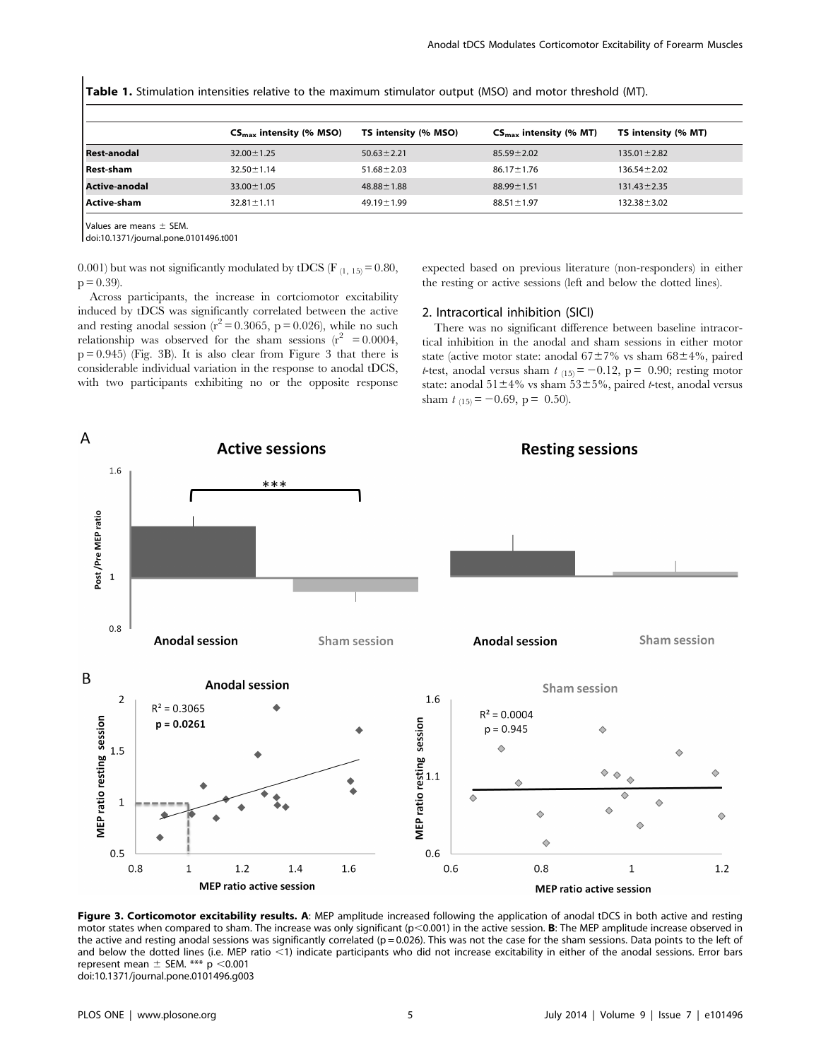**Table 1.** Stimulation intensities relative to the maximum stimulator output (MSO) and motor threshold (MT).

| | $CS_{max}$ intensity (% MSO) | TS intensity (% MSO) | $CS_{max}$ intensity (% MT) | TS intensity (% MT) |
|---|---|---|---|---|
| **Rest-anodal** | 32.00±1.25 | 50.63±2.21 | 85.59±2.02 | 135.01±2.82 |
| **Rest-sham** | 32.50±1.14 | 51.68±2.03 | 86.17±1.76 | 136.54±2.02 |
| **Active-anodal** | 33.00±1.05 | 48.88±1.88 | 88.99±1.51 | 131.43±2.35 |
| **Active-sham** | 32.81±1.11 | 49.19±1.99 | 88.51±1.97 | 132.38±3.02 |

Values are means ± SEM.
doi:10.1371/journal.pone.0101496.t001

0.001) but was not significantly modulated by tDCS ($F_{(1, 15)} = 0.80$, $p = 0.39$).

Across participants, the increase in cortciomotor excitability induced by tDCS was significantly correlated between the active and resting anodal session ($r^2 = 0.3065$, $p = 0.026$), while no such relationship was observed for the sham sessions ($r^2 = 0.0004$, $p = 0.945$) (Fig. 3B). It is also clear from Figure 3 that there is considerable individual variation in the response to anodal tDCS, with two participants exhibiting no or the opposite response expected based on previous literature (non-responders) in either the resting or active sessions (left and below the dotted lines).

## 2. Intracortical inhibition (SICI)

There was no significant difference between baseline intracortical inhibition in the anodal and sham sessions in either motor state (active motor state: anodal 67±7% vs sham 68±4%, paired *t*-test, anodal versus sham $t_{(15)} = -0.12$, $p = 0.90$; resting motor state: anodal 51±4% vs sham 53±5%, paired *t*-test, anodal versus sham $t_{(15)} = -0.69$, $p = 0.50$).

**Figure 3. Corticomotor excitability results. A**: MEP amplitude increased following the application of anodal tDCS in both active and resting motor states when compared to sham. The increase was only significant ($p < 0.001$) in the active session. **B**: The MEP amplitude increase observed in the active and resting anodal sessions was significantly correlated ($p = 0.026$). This was not the case for the sham sessions. Data points to the left of and below the dotted lines (i.e. MEP ratio <1) indicate participants who did not increase excitability in either of the anodal sessions. Error bars represent mean ± SEM. *** $p < 0.001$
doi:10.1371/journal.pone.0101496.g003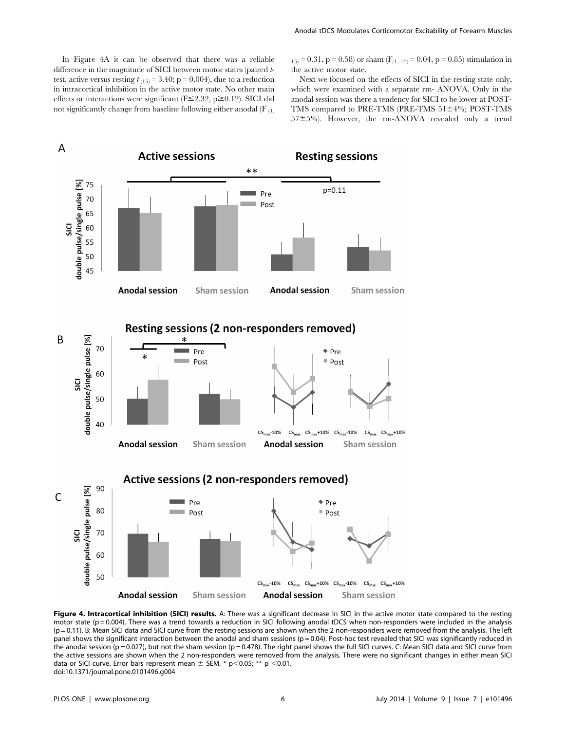In Figure 4A it can be observed that there was a reliable difference in the magnitude of SICI between motor states (paired *t*-test, active versus resting $t_{(15)} = 3.40$; p = 0.004), due to a reduction in intracortical inhibition in the active motor state. No other main effects or interactions were significant ($F \leq 2.32$, $p \geq 0.12$). SICI did not significantly change from baseline following either anodal ($F_{(1, 15)} = 0.31$, p = 0.58) or sham ($F_{(1, 15)} = 0.04$, p = 0.85) stimulation in the active motor state.

Next we focused on the effects of SICI in the resting state only, which were examined with a separate rm- ANOVA. Only in the anodal session was there a tendency for SICI to be lower at POST-TMS compared to PRE-TMS (PRE-TMS 51±4%; POST-TMS 57±5%). However, the rm-ANOVA revealed only a trend

**Figure 4. Intracortical inhibition (SICI) results.** A: There was a significant decrease in SICI in the active motor state compared to the resting motor state (p = 0.004). There was a trend towards a reduction in SICI following anodal tDCS when non-responders were included in the analysis (p = 0.11). B: Mean SICI data and SICI curve from the resting sessions are shown when the 2 non-responders were removed from the analysis. The left panel shows the significant interaction between the anodal and sham sessions (p = 0.04). Post-hoc test revealed that SICI was significantly reduced in the anodal session (p = 0.027), but not the sham session (p = 0.478). The right panel shows the full SICI curves. C: Mean SICI data and SICI curve from the active sessions are shown when the 2 non-responders were removed from the analysis. There were no significant changes in either mean SICI data or SICI curve. Error bars represent mean ± SEM. * p<0.05; ** p <0.01.
doi:10.1371/journal.pone.0101496.g004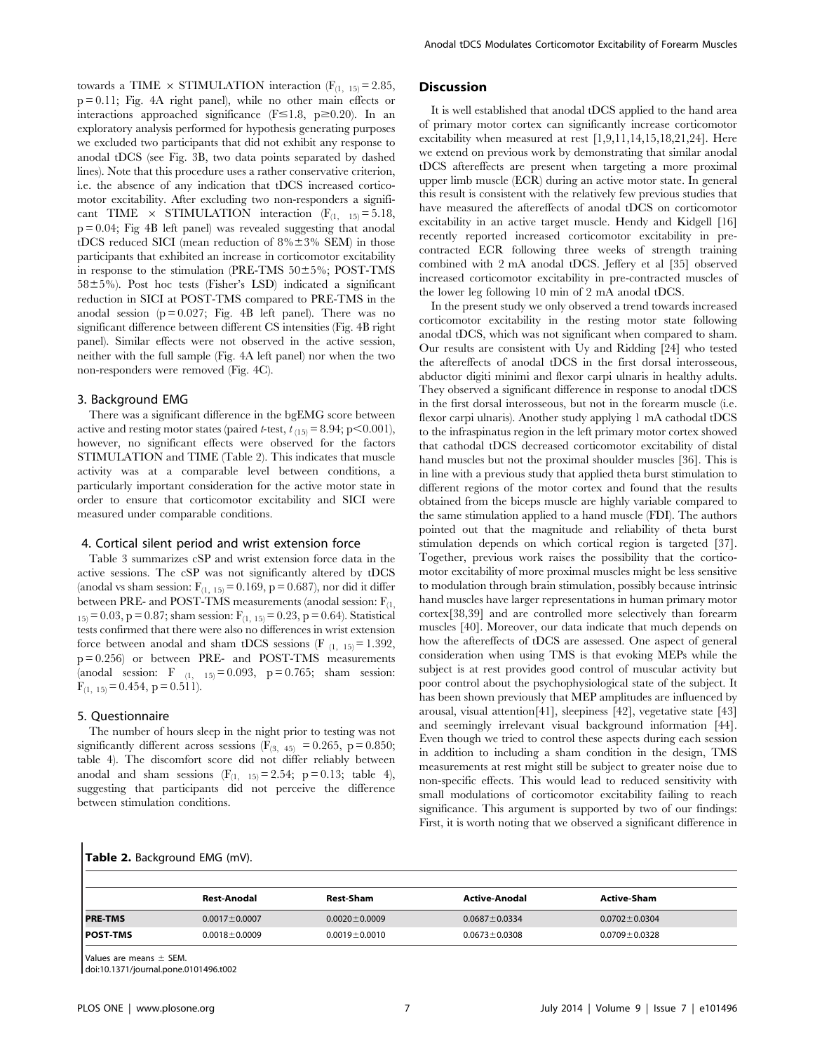towards a TIME × STIMULATION interaction ($F_{(1,\ 15)} = 2.85$, $p = 0.11$; Fig. 4A right panel), while no other main effects or interactions approached significance ($F \leq 1.8$, $p \geq 0.20$). In an exploratory analysis performed for hypothesis generating purposes we excluded two participants that did not exhibit any response to anodal tDCS (see Fig. 3B, two data points separated by dashed lines). Note that this procedure uses a rather conservative criterion, i.e. the absence of any indication that tDCS increased corticomotor excitability. After excluding two non-responders a significant TIME × STIMULATION interaction ($F_{(1,\ 15)} = 5.18$, $p = 0.04$; Fig 4B left panel) was revealed suggesting that anodal tDCS reduced SICI (mean reduction of 8%±3% SEM) in those participants that exhibited an increase in corticomotor excitability in response to the stimulation (PRE-TMS 50±5%; POST-TMS 58±5%). Post hoc tests (Fisher's LSD) indicated a significant reduction in SICI at POST-TMS compared to PRE-TMS in the anodal session ($p = 0.027$; Fig. 4B left panel). There was no significant difference between different CS intensities (Fig. 4B right panel). Similar effects were not observed in the active session, neither with the full sample (Fig. 4A left panel) nor when the two non-responders were removed (Fig. 4C).

### 3. Background EMG

There was a significant difference in the bgEMG score between active and resting motor states (paired *t*-test, $t_{(15)} = 8.94$; $p < 0.001$), however, no significant effects were observed for the factors STIMULATION and TIME (Table 2). This indicates that muscle activity was at a comparable level between conditions, a particularly important consideration for the active motor state in order to ensure that corticomotor excitability and SICI were measured under comparable conditions.

### 4. Cortical silent period and wrist extension force

Table 3 summarizes cSP and wrist extension force data in the active sessions. The cSP was not significantly altered by tDCS (anodal vs sham session: $F_{(1,\ 15)} = 0.169$, $p = 0.687$), nor did it differ between PRE- and POST-TMS measurements (anodal session: $F_{(1,\ 15)} = 0.03$, $p = 0.87$; sham session: $F_{(1,\ 15)} = 0.23$, $p = 0.64$). Statistical tests confirmed that there were also no differences in wrist extension force between anodal and sham tDCS sessions ($F_{(1,\ 15)} = 1.392$, $p = 0.256$) or between PRE- and POST-TMS measurements (anodal session: $F_{(1,\ 15)} = 0.093$, $p = 0.765$; sham session: $F_{(1,\ 15)} = 0.454$, $p = 0.511$).

### 5. Questionnaire

The number of hours sleep in the night prior to testing was not significantly different across sessions ($F_{(3,\ 45)} = 0.265$, $p = 0.850$; table 4). The discomfort score did not differ reliably between anodal and sham sessions ($F_{(1,\ 15)} = 2.54$; $p = 0.13$; table 4), suggesting that participants did not perceive the difference between stimulation conditions.

## Discussion

It is well established that anodal tDCS applied to the hand area of primary motor cortex can significantly increase corticomotor excitability when measured at rest [1,9,11,14,15,18,21,24]. Here we extend on previous work by demonstrating that similar anodal tDCS aftereffects are present when targeting a more proximal upper limb muscle (ECR) during an active motor state. In general this result is consistent with the relatively few previous studies that have measured the aftereffects of anodal tDCS on corticomotor excitability in an active target muscle. Hendy and Kidgell [16] recently reported increased corticomotor excitability in pre-contracted ECR following three weeks of strength training combined with 2 mA anodal tDCS. Jeffery et al [35] observed increased corticomotor excitability in pre-contracted muscles of the lower leg following 10 min of 2 mA anodal tDCS.

In the present study we only observed a trend towards increased corticomotor excitability in the resting motor state following anodal tDCS, which was not significant when compared to sham. Our results are consistent with Uy and Ridding [24] who tested the aftereffects of anodal tDCS in the first dorsal interosseous, abductor digiti minimi and flexor carpi ulnaris in healthy adults. They observed a significant difference in response to anodal tDCS in the first dorsal interosseous, but not in the forearm muscle (i.e. flexor carpi ulnaris). Another study applying 1 mA cathodal tDCS to the infraspinatus region in the left primary motor cortex showed that cathodal tDCS decreased corticomotor excitability of distal hand muscles but not the proximal shoulder muscles [36]. This is in line with a previous study that applied theta burst stimulation to different regions of the motor cortex and found that the results obtained from the biceps muscle are highly variable compared to the same stimulation applied to a hand muscle (FDI). The authors pointed out that the magnitude and reliability of theta burst stimulation depends on which cortical region is targeted [37]. Together, previous work raises the possibility that the corticomotor excitability of more proximal muscles might be less sensitive to modulation through brain stimulation, possibly because intrinsic hand muscles have larger representations in human primary motor cortex[38,39] and are controlled more selectively than forearm muscles [40]. Moreover, our data indicate that much depends on how the aftereffects of tDCS are assessed. One aspect of general consideration when using TMS is that evoking MEPs while the subject is at rest provides good control of muscular activity but poor control about the psychophysiological state of the subject. It has been shown previously that MEP amplitudes are influenced by arousal, visual attention[41], sleepiness [42], vegetative state [43] and seemingly irrelevant visual background information [44]. Even though we tried to control these aspects during each session in addition to including a sham condition in the design, TMS measurements at rest might still be subject to greater noise due to non-specific effects. This would lead to reduced sensitivity with small modulations of corticomotor excitability failing to reach significance. This argument is supported by two of our findings: First, it is worth noting that we observed a significant difference in

**Table 2.** Background EMG (mV).

| | Rest-Anodal | Rest-Sham | Active-Anodal | Active-Sham |
|---|---|---|---|---|
| **PRE-TMS** | 0.0017±0.0007 | 0.0020±0.0009 | 0.0687±0.0334 | 0.0702±0.0304 |
| **POST-TMS** | 0.0018±0.0009 | 0.0019±0.0010 | 0.0673±0.0308 | 0.0709±0.0328 |

Values are means ± SEM.
doi:10.1371/journal.pone.0101496.t002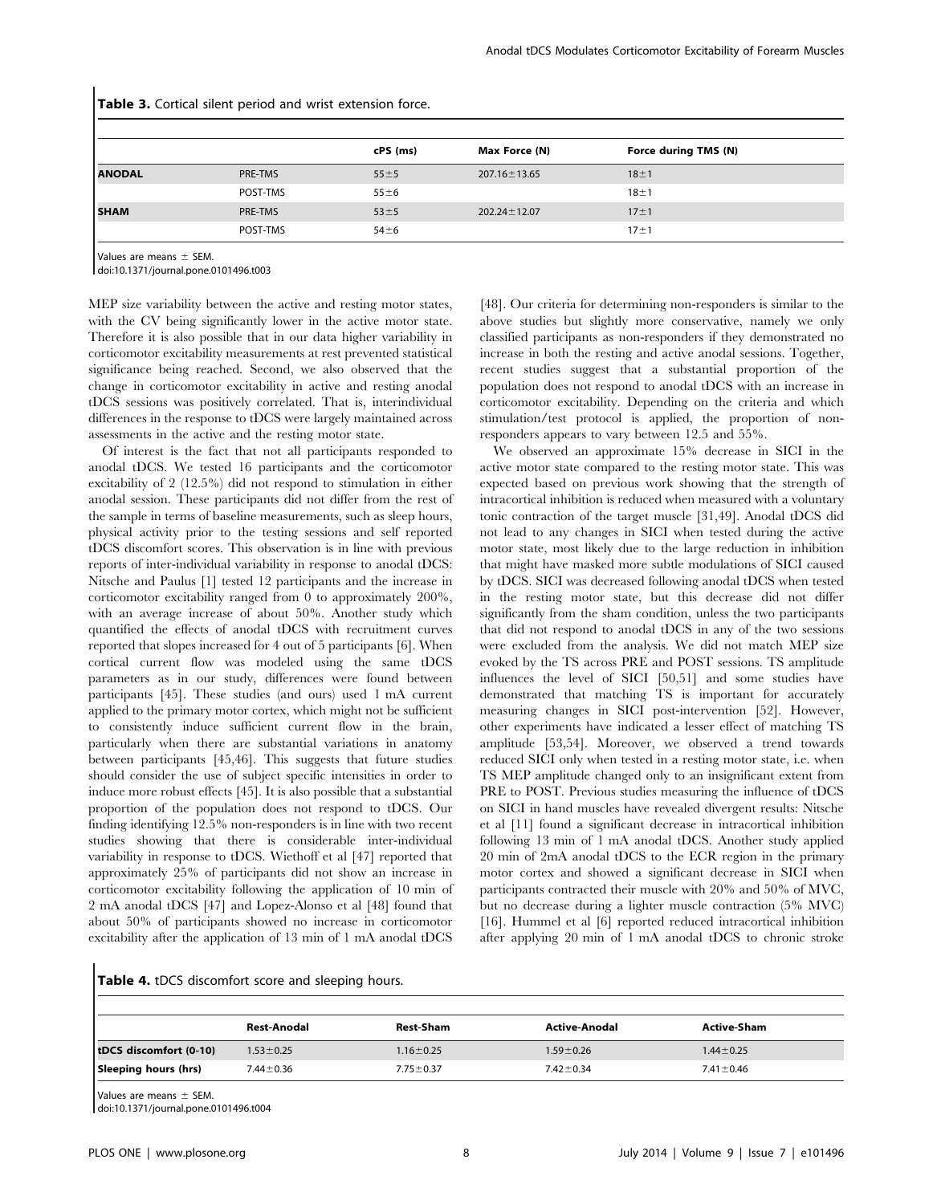**Table 3.** Cortical silent period and wrist extension force.

| | | cPS (ms) | Max Force (N) | Force during TMS (N) |
|---|---|---|---|---|
| **ANODAL** | PRE-TMS | 55±5 | 207.16±13.65 | 18±1 |
| | POST-TMS | 55±6 | | 18±1 |
| **SHAM** | PRE-TMS | 53±5 | 202.24±12.07 | 17±1 |
| | POST-TMS | 54±6 | | 17±1 |

Values are means ± SEM.

doi:10.1371/journal.pone.0101496.t003

MEP size variability between the active and resting motor states, with the CV being significantly lower in the active motor state. Therefore it is also possible that in our data higher variability in corticomotor excitability measurements at rest prevented statistical significance being reached. Second, we also observed that the change in corticomotor excitability in active and resting anodal tDCS sessions was positively correlated. That is, interindividual differences in the response to tDCS were largely maintained across assessments in the active and the resting motor state.

Of interest is the fact that not all participants responded to anodal tDCS. We tested 16 participants and the corticomotor excitability of 2 (12.5%) did not respond to stimulation in either anodal session. These participants did not differ from the rest of the sample in terms of baseline measurements, such as sleep hours, physical activity prior to the testing sessions and self reported tDCS discomfort scores. This observation is in line with previous reports of inter-individual variability in response to anodal tDCS: Nitsche and Paulus [1] tested 12 participants and the increase in corticomotor excitability ranged from 0 to approximately 200%, with an average increase of about 50%. Another study which quantified the effects of anodal tDCS with recruitment curves reported that slopes increased for 4 out of 5 participants [6]. When cortical current flow was modeled using the same tDCS parameters as in our study, differences were found between participants [45]. These studies (and ours) used 1 mA current applied to the primary motor cortex, which might not be sufficient to consistently induce sufficient current flow in the brain, particularly when there are substantial variations in anatomy between participants [45,46]. This suggests that future studies should consider the use of subject specific intensities in order to induce more robust effects [45]. It is also possible that a substantial proportion of the population does not respond to tDCS. Our finding identifying 12.5% non-responders is in line with two recent studies showing that there is considerable inter-individual variability in response to tDCS. Wiethoff et al [47] reported that approximately 25% of participants did not show an increase in corticomotor excitability following the application of 10 min of 2 mA anodal tDCS [47] and Lopez-Alonso et al [48] found that about 50% of participants showed no increase in corticomotor excitability after the application of 13 min of 1 mA anodal tDCS [48]. Our criteria for determining non-responders is similar to the above studies but slightly more conservative, namely we only classified participants as non-responders if they demonstrated no increase in both the resting and active anodal sessions. Together, recent studies suggest that a substantial proportion of the population does not respond to anodal tDCS with an increase in corticomotor excitability. Depending on the criteria and which stimulation/test protocol is applied, the proportion of non-responders appears to vary between 12.5 and 55%.

We observed an approximate 15% decrease in SICI in the active motor state compared to the resting motor state. This was expected based on previous work showing that the strength of intracortical inhibition is reduced when measured with a voluntary tonic contraction of the target muscle [31,49]. Anodal tDCS did not lead to any changes in SICI when tested during the active motor state, most likely due to the large reduction in inhibition that might have masked more subtle modulations of SICI caused by tDCS. SICI was decreased following anodal tDCS when tested in the resting motor state, but this decrease did not differ significantly from the sham condition, unless the two participants that did not respond to anodal tDCS in any of the two sessions were excluded from the analysis. We did not match MEP size evoked by the TS across PRE and POST sessions. TS amplitude influences the level of SICI [50,51] and some studies have demonstrated that matching TS is important for accurately measuring changes in SICI post-intervention [52]. However, other experiments have indicated a lesser effect of matching TS amplitude [53,54]. Moreover, we observed a trend towards reduced SICI only when tested in a resting motor state, i.e. when TS MEP amplitude changed only to an insignificant extent from PRE to POST. Previous studies measuring the influence of tDCS on SICI in hand muscles have revealed divergent results: Nitsche et al [11] found a significant decrease in intracortical inhibition following 13 min of 1 mA anodal tDCS. Another study applied 20 min of 2mA anodal tDCS to the ECR region in the primary motor cortex and showed a significant decrease in SICI when participants contracted their muscle with 20% and 50% of MVC, but no decrease during a lighter muscle contraction (5% MVC) [16]. Hummel et al [6] reported reduced intracortical inhibition after applying 20 min of 1 mA anodal tDCS to chronic stroke

**Table 4.** tDCS discomfort score and sleeping hours.

| | Rest-Anodal | Rest-Sham | Active-Anodal | Active-Sham |
|---|---|---|---|---|
| **tDCS discomfort (0-10)** | 1.53±0.25 | 1.16±0.25 | 1.59±0.26 | 1.44±0.25 |
| **Sleeping hours (hrs)** | 7.44±0.36 | 7.75±0.37 | 7.42±0.34 | 7.41±0.46 |

Values are means ± SEM.

doi:10.1371/journal.pone.0101496.t004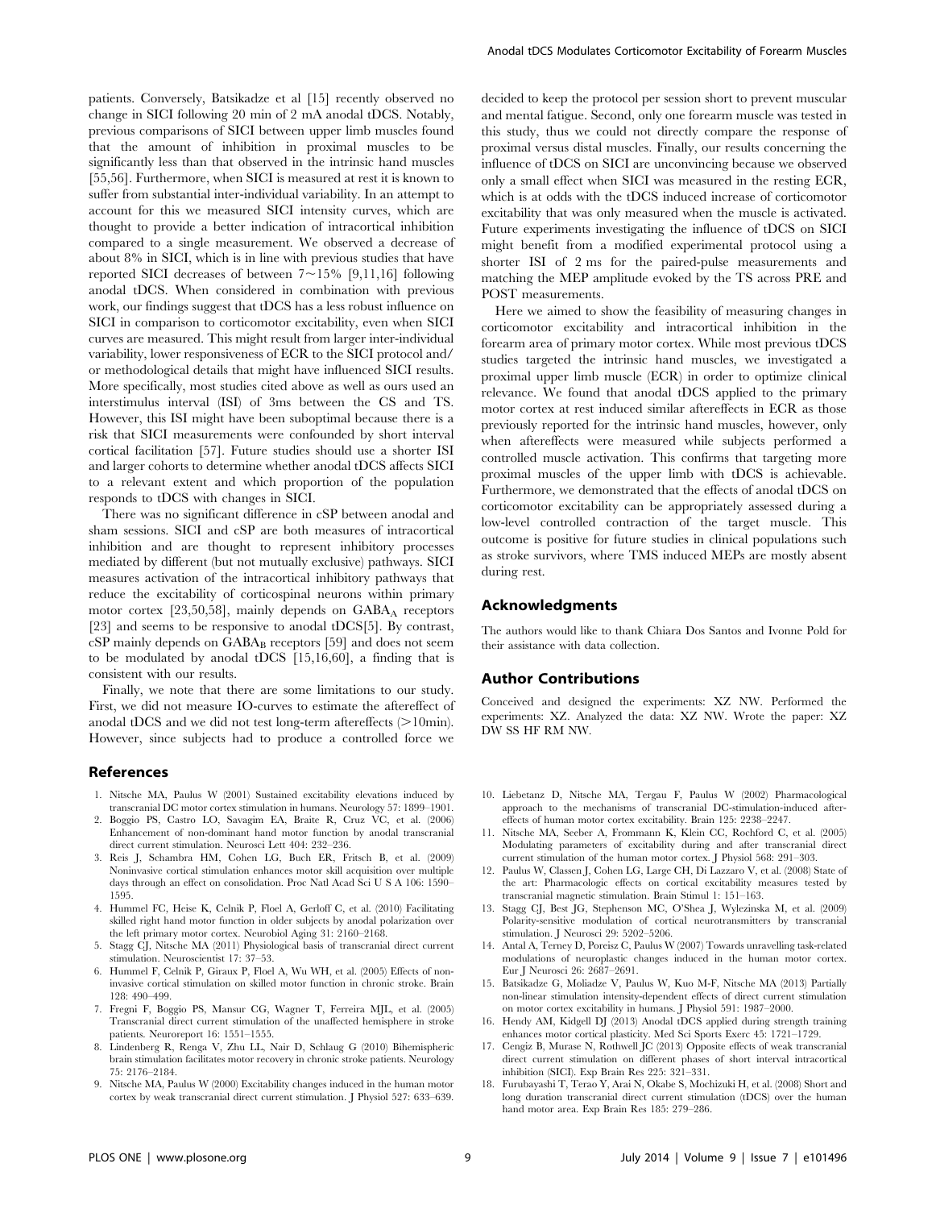patients. Conversely, Batsikadze et al [15] recently observed no change in SICI following 20 min of 2 mA anodal tDCS. Notably, previous comparisons of SICI between upper limb muscles found that the amount of inhibition in proximal muscles to be significantly less than that observed in the intrinsic hand muscles [55,56]. Furthermore, when SICI is measured at rest it is known to suffer from substantial inter-individual variability. In an attempt to account for this we measured SICI intensity curves, which are thought to provide a better indication of intracortical inhibition compared to a single measurement. We observed a decrease of about 8% in SICI, which is in line with previous studies that have reported SICI decreases of between 7~15% [9,11,16] following anodal tDCS. When considered in combination with previous work, our findings suggest that tDCS has a less robust influence on SICI in comparison to corticomotor excitability, even when SICI curves are measured. This might result from larger inter-individual variability, lower responsiveness of ECR to the SICI protocol and/or methodological details that might have influenced SICI results. More specifically, most studies cited above as well as ours used an interstimulus interval (ISI) of 3ms between the CS and TS. However, this ISI might have been suboptimal because there is a risk that SICI measurements were confounded by short interval cortical facilitation [57]. Future studies should use a shorter ISI and larger cohorts to determine whether anodal tDCS affects SICI to a relevant extent and which proportion of the population responds to tDCS with changes in SICI.

There was no significant difference in cSP between anodal and sham sessions. SICI and cSP are both measures of intracortical inhibition and are thought to represent inhibitory processes mediated by different (but not mutually exclusive) pathways. SICI measures activation of the intracortical inhibitory pathways that reduce the excitability of corticospinal neurons within primary motor cortex [23,50,58], mainly depends on $GABA_A$ receptors [23] and seems to be responsive to anodal tDCS[5]. By contrast, cSP mainly depends on $GABA_B$ receptors [59] and does not seem to be modulated by anodal tDCS [15,16,60], a finding that is consistent with our results.

Finally, we note that there are some limitations to our study. First, we did not measure IO-curves to estimate the aftereffect of anodal tDCS and we did not test long-term aftereffects (>10min). However, since subjects had to produce a controlled force we decided to keep the protocol per session short to prevent muscular and mental fatigue. Second, only one forearm muscle was tested in this study, thus we could not directly compare the response of proximal versus distal muscles. Finally, our results concerning the influence of tDCS on SICI are unconvincing because we observed only a small effect when SICI was measured in the resting ECR, which is at odds with the tDCS induced increase of corticomotor excitability that was only measured when the muscle is activated. Future experiments investigating the influence of tDCS on SICI might benefit from a modified experimental protocol using a shorter ISI of 2 ms for the paired-pulse measurements and matching the MEP amplitude evoked by the TS across PRE and POST measurements.

Here we aimed to show the feasibility of measuring changes in corticomotor excitability and intracortical inhibition in the forearm area of primary motor cortex. While most previous tDCS studies targeted the intrinsic hand muscles, we investigated a proximal upper limb muscle (ECR) in order to optimize clinical relevance. We found that anodal tDCS applied to the primary motor cortex at rest induced similar aftereffects in ECR as those previously reported for the intrinsic hand muscles, however, only when aftereffects were measured while subjects performed a controlled muscle activation. This confirms that targeting more proximal muscles of the upper limb with tDCS is achievable. Furthermore, we demonstrated that the effects of anodal tDCS on corticomotor excitability can be appropriately assessed during a low-level controlled contraction of the target muscle. This outcome is positive for future studies in clinical populations such as stroke survivors, where TMS induced MEPs are mostly absent during rest.

## Acknowledgments

The authors would like to thank Chiara Dos Santos and Ivonne Pold for their assistance with data collection.

## Author Contributions

Conceived and designed the experiments: XZ NW. Performed the experiments: XZ. Analyzed the data: XZ NW. Wrote the paper: XZ DW SS HF RM NW.

## References

1. Nitsche MA, Paulus W (2001) Sustained excitability elevations induced by transcranial DC motor cortex stimulation in humans. Neurology 57: 1899–1901.
2. Boggio PS, Castro LO, Savagim EA, Braite R, Cruz VC, et al. (2006) Enhancement of non-dominant hand motor function by anodal transcranial direct current stimulation. Neurosci Lett 404: 232–236.
3. Reis J, Schambra HM, Cohen LG, Buch ER, Fritsch B, et al. (2009) Noninvasive cortical stimulation enhances motor skill acquisition over multiple days through an effect on consolidation. Proc Natl Acad Sci U S A 106: 1590–1595.
4. Hummel FC, Heise K, Celnik P, Floel A, Gerloff C, et al. (2010) Facilitating skilled right hand motor function in older subjects by anodal polarization over the left primary motor cortex. Neurobiol Aging 31: 2160–2168.
5. Stagg CJ, Nitsche MA (2011) Physiological basis of transcranial direct current stimulation. Neuroscientist 17: 37–53.
6. Hummel F, Celnik P, Giraux P, Floel A, Wu WH, et al. (2005) Effects of non-invasive cortical stimulation on skilled motor function in chronic stroke. Brain 128: 490–499.
7. Fregni F, Boggio PS, Mansur CG, Wagner T, Ferreira MJL, et al. (2005) Transcranial direct current stimulation of the unaffected hemisphere in stroke patients. Neuroreport 16: 1551–1555.
8. Lindenberg R, Renga V, Zhu LL, Nair D, Schlaug G (2010) Bihemispheric brain stimulation facilitates motor recovery in chronic stroke patients. Neurology 75: 2176–2184.
9. Nitsche MA, Paulus W (2000) Excitability changes induced in the human motor cortex by weak transcranial direct current stimulation. J Physiol 527: 633–639.
10. Liebetanz D, Nitsche MA, Tergau F, Paulus W (2002) Pharmacological approach to the mechanisms of transcranial DC-stimulation-induced after-effects of human motor cortex excitability. Brain 125: 2238–2247.
11. Nitsche MA, Seeber A, Frommann K, Klein CC, Rochford C, et al. (2005) Modulating parameters of excitability during and after transcranial direct current stimulation of the human motor cortex. J Physiol 568: 291–303.
12. Paulus W, Classen J, Cohen LG, Large CH, Di Lazzaro V, et al. (2008) State of the art: Pharmacologic effects on cortical excitability measures tested by transcranial magnetic stimulation. Brain Stimul 1: 151–163.
13. Stagg CJ, Best JG, Stephenson MC, O'Shea J, Wylezinska M, et al. (2009) Polarity-sensitive modulation of cortical neurotransmitters by transcranial stimulation. J Neurosci 29: 5202–5206.
14. Antal A, Terney D, Poreisz C, Paulus W (2007) Towards unravelling task-related modulations of neuroplastic changes induced in the human motor cortex. Eur J Neurosci 26: 2687–2691.
15. Batsikadze G, Moliadze V, Paulus W, Kuo M-F, Nitsche MA (2013) Partially non-linear stimulation intensity-dependent effects of direct current stimulation on motor cortex excitability in humans. J Physiol 591: 1987–2000.
16. Hendy AM, Kidgell DJ (2013) Anodal tDCS applied during strength training enhances motor cortical plasticity. Med Sci Sports Exerc 45: 1721–1729.
17. Cengiz B, Murase N, Rothwell JC (2013) Opposite effects of weak transcranial direct current stimulation on different phases of short interval intracortical inhibition (SICI). Exp Brain Res 225: 321–331.
18. Furubayashi T, Terao Y, Arai N, Okabe S, Mochizuki H, et al. (2008) Short and long duration transcranial direct current stimulation (tDCS) over the human hand motor area. Exp Brain Res 185: 279–286.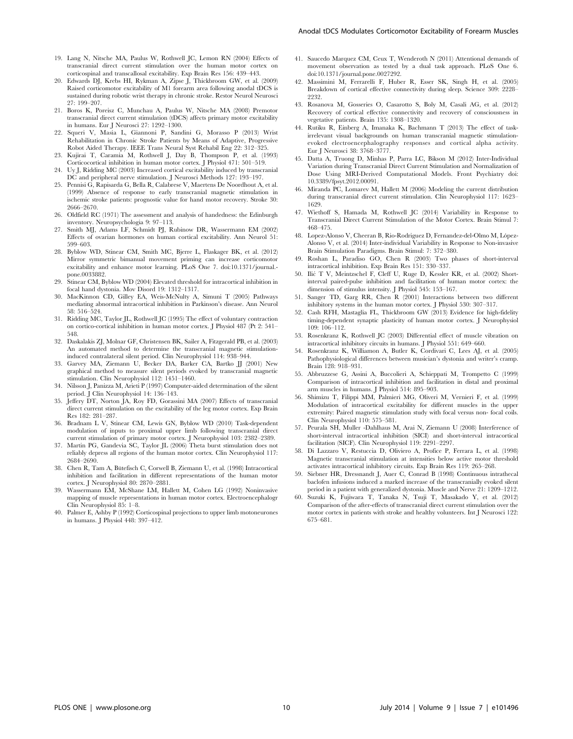19. Lang N, Nitsche MA, Paulus W, Rothwell JC, Lemon RN (2004) Effects of transcranial direct current stimulation over the human motor cortex on corticospinal and transcallosal excitability. Exp Brain Res 156: 439–443.
20. Edwards DJ, Krebs HI, Rykman A, Zipse J, Thickbroom GW, et al. (2009) Raised corticomotor excitability of M1 forearm area following anodal tDCS is sustained during robotic wrist therapy in chronic stroke. Restor Neurol Neurosci 27: 199–207.
21. Boros K, Poreisz C, Munchau A, Paulus W, Nitsche MA (2008) Premotor transcranial direct current stimulation (tDCS) affects primary motor excitability in humans. Eur J Neurosci 27: 1292–1300.
22. Squeri V, Masia L, Giannoni P, Sandini G, Morasso P (2013) Wrist Rehabilitation in Chronic Stroke Patients by Means of Adaptive, Progressive Robot Aided Therapy. IEEE Trans Neural Syst Rehabil Eng 22: 312–325.
23. Kujirai T, Caramia M, Rothwell J, Day B, Thompson P, et al. (1993) Corticocortical inhibition in human motor cortex. J Physiol 471: 501–519.
24. Uy J, Ridding MC (2003) Increased cortical excitability induced by transcranial DC and peripheral nerve stimulation. J Neurosci Methods 127: 193–197.
25. Pennisi G, Rapisarda G, Bella R, Calabrese V, Maertens De Noordhout A, et al. (1999) Absence of response to early transcranial magnetic stimulation in ischemic stroke patients: prognostic value for hand motor recovery. Stroke 30: 2666–2670.
26. Oldfield RC (1971) The assessment and analysis of handedness: the Edinburgh inventory. Neuropsychologia 9: 97–113.
27. Smith MJ, Adams LF, Schmidt PJ, Rubinow DR, Wassermann EM (2002) Effects of ovarian hormones on human cortical excitability. Ann Neurol 51: 599–603.
28. Byblow WD, Stinear CM, Smith MC, Bjerre L, Flaskager BK, et al. (2012) Mirror symmetric bimanual movement priming can increase corticomotor excitability and enhance motor learning. PLoS One 7. doi:10.1371/journal.pone.0033882.
29. Stinear CM, Byblow WD (2004) Elevated threshold for intracortical inhibition in focal hand dystonia. Mov Disord 19: 1312–1317.
30. MacKinnon CD, Gilley EA, Weis-McNulty A, Simuni T (2005) Pathways mediating abnormal intracortical inhibition in Parkinson's disease. Ann Neurol 58: 516–524.
31. Ridding MC, Taylor JL, Rothwell JC (1995) The effect of voluntary contraction on cortico-cortical inhibition in human motor cortex. J Physiol 487 (Pt 2: 541–548.
32. Daskalakis ZJ, Molnar GF, Christensen BK, Sailer A, Fitzgerald PB, et al. (2003) An automated method to determine the transcranial magnetic stimulation-induced contralateral silent period. Clin Neurophysiol 114: 938–944.
33. Garvey MA, Ziemann U, Becker DA, Barker CA, Bartko JJ (2001) New graphical method to measure silent periods evoked by transcranial magnetic stimulation. Clin Neurophysiol 112: 1451–1460.
34. Nilsson J, Panizza M, Arieti P (1997) Computer-aided determination of the silent period. J Clin Neurophysiol 14: 136–143.
35. Jeffery DT, Norton JA, Roy FD, Gorassini MA (2007) Effects of transcranial direct current stimulation on the excitability of the leg motor cortex. Exp Brain Res 182: 281–287.
36. Bradnam L V, Stinear CM, Lewis GN, Byblow WD (2010) Task-dependent modulation of inputs to proximal upper limb following transcranial direct current stimulation of primary motor cortex. J Neurophysiol 103: 2382–2389.
37. Martin PG, Gandevia SC, Taylor JL (2006) Theta burst stimulation does not reliably depress all regions of the human motor cortex. Clin Neurophysiol 117: 2684–2690.
38. Chen R, Tam A, Bütefisch C, Corwell B, Ziemann U, et al. (1998) Intracortical inhibition and facilitation in different representations of the human motor cortex. J Neurophysiol 80: 2870–2881.
39. Wassermann EM, McShane LM, Hallett M, Cohen LG (1992) Noninvasive mapping of muscle representations in human motor cortex. Electroencephalogr Clin Neurophysiol 85: 1–8.
40. Palmer E, Ashby P (1992) Corticospinal projections to upper limb motoneurones in humans. J Physiol 448: 397–412.
41. Saucedo Marquez CM, Ceux T, Wenderoth N (2011) Attentional demands of movement observation as tested by a dual task approach. PLoS One 6. doi:10.1371/journal.pone.0027292.
42. Massimini M, Ferrarelli F, Huber R, Esser SK, Singh H, et al. (2005) Breakdown of cortical effective connectivity during sleep. Science 309: 2228–2232.
43. Rosanova M, Gosseries O, Casarotto S, Boly M, Casali AG, et al. (2012) Recovery of cortical effective connectivity and recovery of consciousness in vegetative patients. Brain 135: 1308–1320.
44. Rutiku R, Einberg A, Imanaka K, Bachmann T (2013) The effect of task-irrelevant visual backgrounds on human transcranial magnetic stimulation-evoked electroencephalography responses and cortical alpha activity. Eur J Neurosci 38: 3768–3777.
45. Datta A, Truong D, Minhas P, Parra LC, Bikson M (2012) Inter-Individual Variation during Transcranial Direct Current Stimulation and Normalization of Dose Using MRI-Derived Computational Models. Front Psychiatry doi: 10.3389/fpsyt.2012.00091.
46. Miranda PC, Lomarev M, Hallett M (2006) Modeling the current distribution during transcranial direct current stimulation. Clin Neurophysiol 117: 1623–1629.
47. Wiethoff S, Hamada M, Rothwell JC (2014) Variability in Response to Transcranial Direct Current Stimulation of the Motor Cortex. Brain Stimul 7: 468–475.
48. Lopez-Alonso V, Cheeran B, Rio-Rodriguez D, Fernandez-del-Olmo M, López-Alonso V, et al. (2014) Inter-individual Variability in Response to Non-invasive Brain Stimulation Paradigms. Brain Stimul: 7: 372–380.
49. Roshan L, Paradiso GO, Chen R (2003) Two phases of short-interval intracortical inhibition. Exp Brain Res 151: 330–337.
50. Ilić T V, Meintzschel F, Cleff U, Ruge D, Kessler KR, et al. (2002) Short-interval paired-pulse inhibition and facilitation of human motor cortex: the dimension of stimulus intensity. J Physiol 545: 153–167.
51. Sanger TD, Garg RR, Chen R (2001) Interactions between two different inhibitory systems in the human motor cortex. J Physiol 530: 307–317.
52. Cash RFH, Mastaglia FL, Thickbroom GW (2013) Evidence for high-fidelity timing-dependent synaptic plasticity of human motor cortex. J Neurophysiol 109: 106–112.
53. Rosenkranz K, Rothwell JC (2003) Differential effect of muscle vibration on intracortical inhibitory circuits in humans. J Physiol 551: 649–660.
54. Rosenkranz K, Williamon A, Butler K, Cordivari C, Lees AJ, et al. (2005) Pathophysiological differences between musician's dystonia and writer's cramp. Brain 128: 918–931.
55. Abbruzzese G, Assini A, Buccolieri A, Schieppati M, Trompetto C (1999) Comparison of intracortical inhibition and facilitation in distal and proximal arm muscles in humans. J Physiol 514: 895–903.
56. Shimizu T, Filippi MM, Palmieri MG, Oliveri M, Vernieri F, et al. (1999) Modulation of intracortical excitability for different muscles in the upper extremity: Paired magnetic stimulation study with focal versus non- focal coils. Clin Neurophysiol 110: 575–581.
57. Peurala SH, Muller -Dahlhaus M, Arai N, Ziemann U (2008) Interference of short-interval intracortical inhibition (SICI) and short-interval intracortical facilitation (SICF). Clin Neurophysiol 119: 2291–2297.
58. Di Lazzaro V, Restuccia D, Oliviero A, Profice P, Ferrara L, et al. (1998) Magnetic transcranial stimulation at intensities below active motor threshold activates intracortical inhibitory circuits. Exp Brain Res 119: 265–268.
59. Siebner HR, Dressnandt J, Auer C, Conrad B (1998) Continuous intrathecal baclofen infusions induced a marked increase of the transcranially evoked silent period in a patient with generalized dystonia. Muscle and Nerve 21: 1209–1212.
60. Suzuki K, Fujiwara T, Tanaka N, Tsuji T, Masakado Y, et al. (2012) Comparison of the after-effects of transcranial direct current stimulation over the motor cortex in patients with stroke and healthy volunteers. Int J Neurosci 122: 675–681.